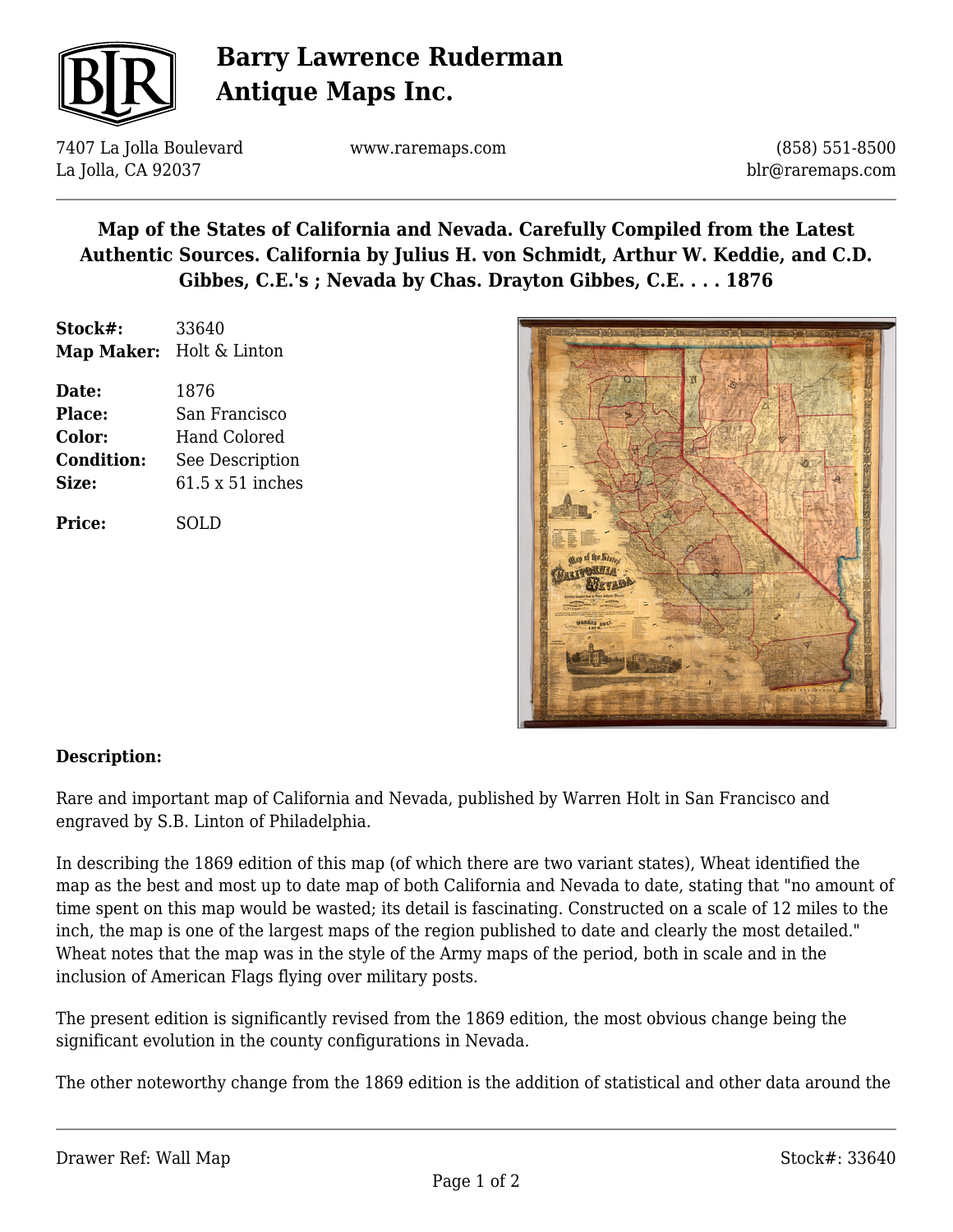# Barry Lawrence Ruderman Antique Maps Inc.

7407 La Jolla Boulevard
La Jolla, CA 92037

www.raremaps.com

(858) 551-8500
blr@raremaps.com

## Map of the States of California and Nevada. Carefully Compiled from the Latest Authentic Sources. California by Julius H. von Schmidt, Arthur W. Keddie, and C.D. Gibbes, C.E.'s ; Nevada by Chas. Drayton Gibbes, C.E. . . . 1876

**Stock#:** 33640
**Map Maker:** Holt & Linton

**Date:** 1876
**Place:** San Francisco
**Color:** Hand Colored
**Condition:** See Description
**Size:** 61.5 x 51 inches

**Price:** SOLD

**Description:**

Rare and important map of California and Nevada, published by Warren Holt in San Francisco and engraved by S.B. Linton of Philadelphia.

In describing the 1869 edition of this map (of which there are two variant states), Wheat identified the map as the best and most up to date map of both California and Nevada to date, stating that "no amount of time spent on this map would be wasted; its detail is fascinating. Constructed on a scale of 12 miles to the inch, the map is one of the largest maps of the region published to date and clearly the most detailed." Wheat notes that the map was in the style of the Army maps of the period, both in scale and in the inclusion of American Flags flying over military posts.

The present edition is significantly revised from the 1869 edition, the most obvious change being the significant evolution in the county configurations in Nevada.

The other noteworthy change from the 1869 edition is the addition of statistical and other data around the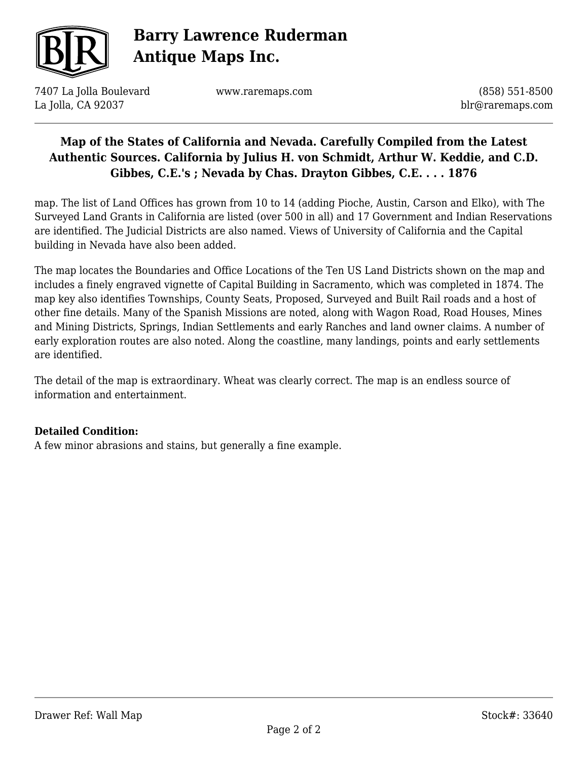map. The list of Land Offices has grown from 10 to 14 (adding Pioche, Austin, Carson and Elko), with The Surveyed Land Grants in California are listed (over 500 in all) and 17 Government and Indian Reservations are identified. The Judicial Districts are also named. Views of University of California and the Capital building in Nevada have also been added.

The map locates the Boundaries and Office Locations of the Ten US Land Districts shown on the map and includes a finely engraved vignette of Capital Building in Sacramento, which was completed in 1874. The map key also identifies Townships, County Seats, Proposed, Surveyed and Built Rail roads and a host of other fine details. Many of the Spanish Missions are noted, along with Wagon Road, Road Houses, Mines and Mining Districts, Springs, Indian Settlements and early Ranches and land owner claims. A number of early exploration routes are also noted. Along the coastline, many landings, points and early settlements are identified.

The detail of the map is extraordinary. Wheat was clearly correct. The map is an endless source of information and entertainment.

**Detailed Condition:**
A few minor abrasions and stains, but generally a fine example.

Drawer Ref: Wall Map

Stock#: 33640